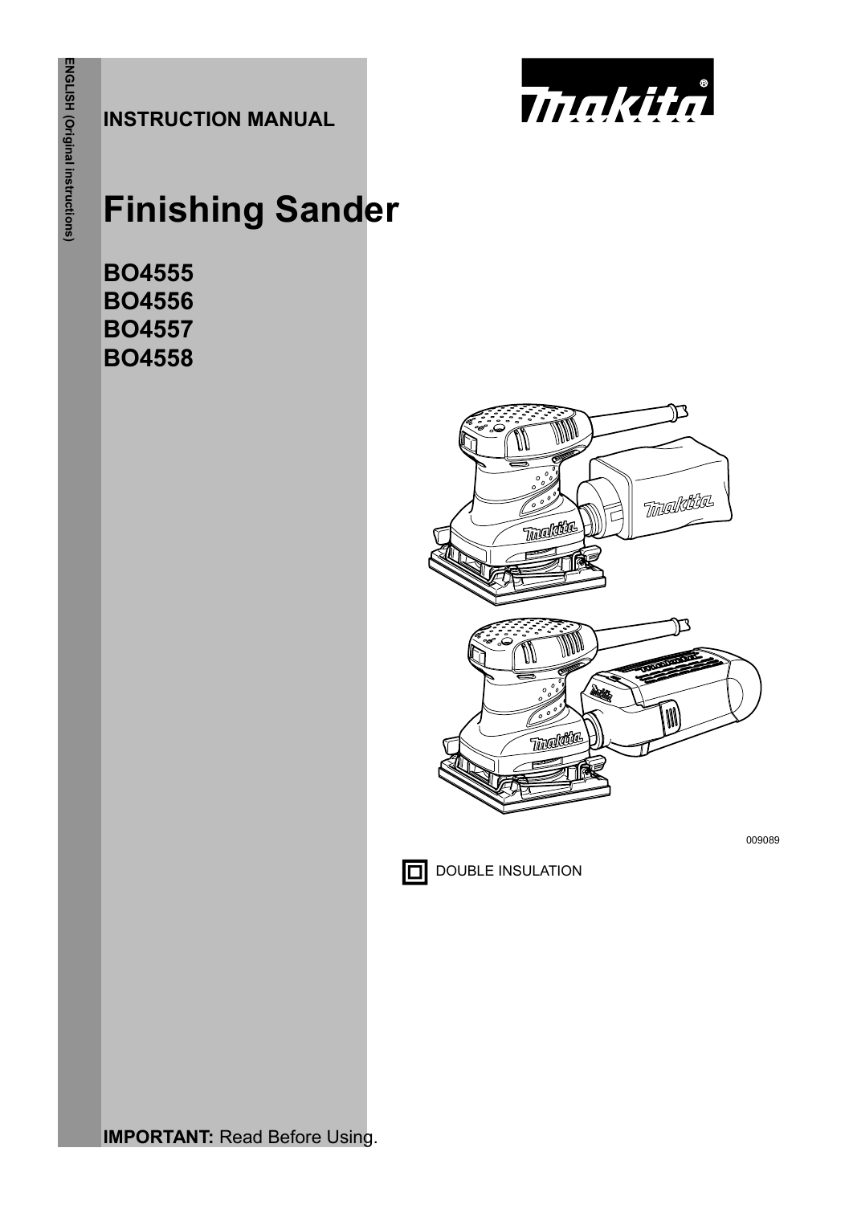ENGLISH (Original instructions)

INSTRUCTION MANUAL

Makita

# Finishing Sander

**BO4555**
**BO4556**
**BO4557**
**BO4558**

009089

DOUBLE INSULATION

**IMPORTANT:** Read Before Using.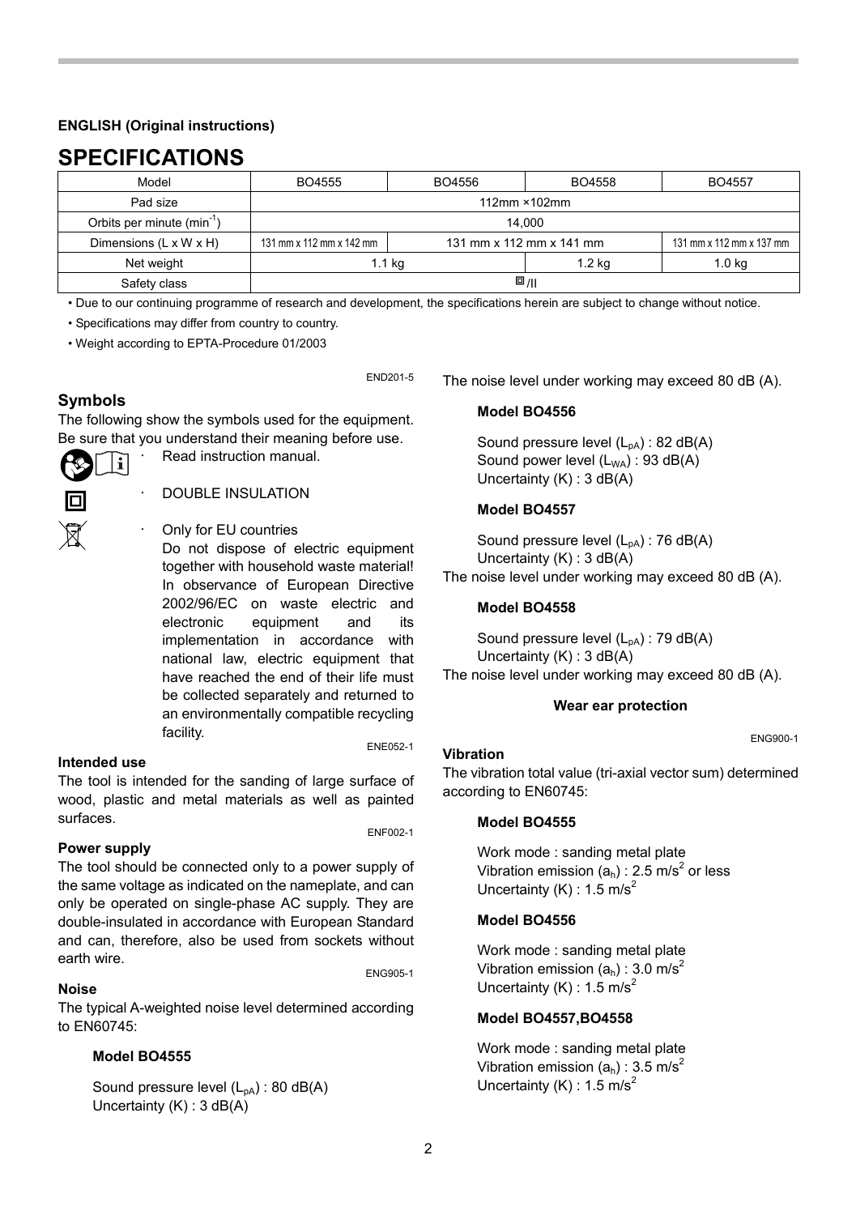**ENGLISH (Original instructions)**

# SPECIFICATIONS

| Model | BO4555 | BO4556 | BO4558 | BO4557 |
|---|---|---|---|---|
| Pad size | 112mm ×102mm | | | |
| Orbits per minute ($min^{-1}$) | 14,000 | | | |
| Dimensions (L x W x H) | 131 mm x 112 mm x 142 mm | 131 mm x 112 mm x 141 mm | | 131 mm x 112 mm x 137 mm |
| Net weight | 1.1 kg | | 1.2 kg | 1.0 kg |
| Safety class | ⧈/II | | | |

• Due to our continuing programme of research and development, the specifications herein are subject to change without notice.

• Specifications may differ from country to country.

• Weight according to EPTA-Procedure 01/2003

END201-5

## Symbols

The following show the symbols used for the equipment. Be sure that you understand their meaning before use.

· Read instruction manual.

· DOUBLE INSULATION

· Only for EU countries
Do not dispose of electric equipment together with household waste material! In observance of European Directive 2002/96/EC on waste electric and electronic equipment and its implementation in accordance with national law, electric equipment that have reached the end of their life must be collected separately and returned to an environmentally compatible recycling facility.

ENE052-1

### Intended use

The tool is intended for the sanding of large surface of wood, plastic and metal materials as well as painted surfaces.

ENF002-1

### Power supply

The tool should be connected only to a power supply of the same voltage as indicated on the nameplate, and can only be operated on single-phase AC supply. They are double-insulated in accordance with European Standard and can, therefore, also be used from sockets without earth wire.

ENG905-1

### Noise

The typical A-weighted noise level determined according to EN60745:

**Model BO4555**

Sound pressure level ($L_{pA}$) : 80 dB(A)
Uncertainty (K) : 3 dB(A)

The noise level under working may exceed 80 dB (A).

**Model BO4556**

Sound pressure level ($L_{pA}$) : 82 dB(A)
Sound power level ($L_{WA}$) : 93 dB(A)
Uncertainty (K) : 3 dB(A)

**Model BO4557**

Sound pressure level ($L_{pA}$) : 76 dB(A)
Uncertainty (K) : 3 dB(A)

The noise level under working may exceed 80 dB (A).

**Model BO4558**

Sound pressure level ($L_{pA}$) : 79 dB(A)
Uncertainty (K) : 3 dB(A)

The noise level under working may exceed 80 dB (A).

**Wear ear protection**

ENG900-1

### Vibration

The vibration total value (tri-axial vector sum) determined according to EN60745:

**Model BO4555**

Work mode : sanding metal plate
Vibration emission ($a_h$) : 2.5 $m/s^2$ or less
Uncertainty (K) : 1.5 $m/s^2$

**Model BO4556**

Work mode : sanding metal plate
Vibration emission ($a_h$) : 3.0 $m/s^2$
Uncertainty (K) : 1.5 $m/s^2$

**Model BO4557,BO4558**

Work mode : sanding metal plate
Vibration emission ($a_h$) : 3.5 $m/s^2$
Uncertainty (K) : 1.5 $m/s^2$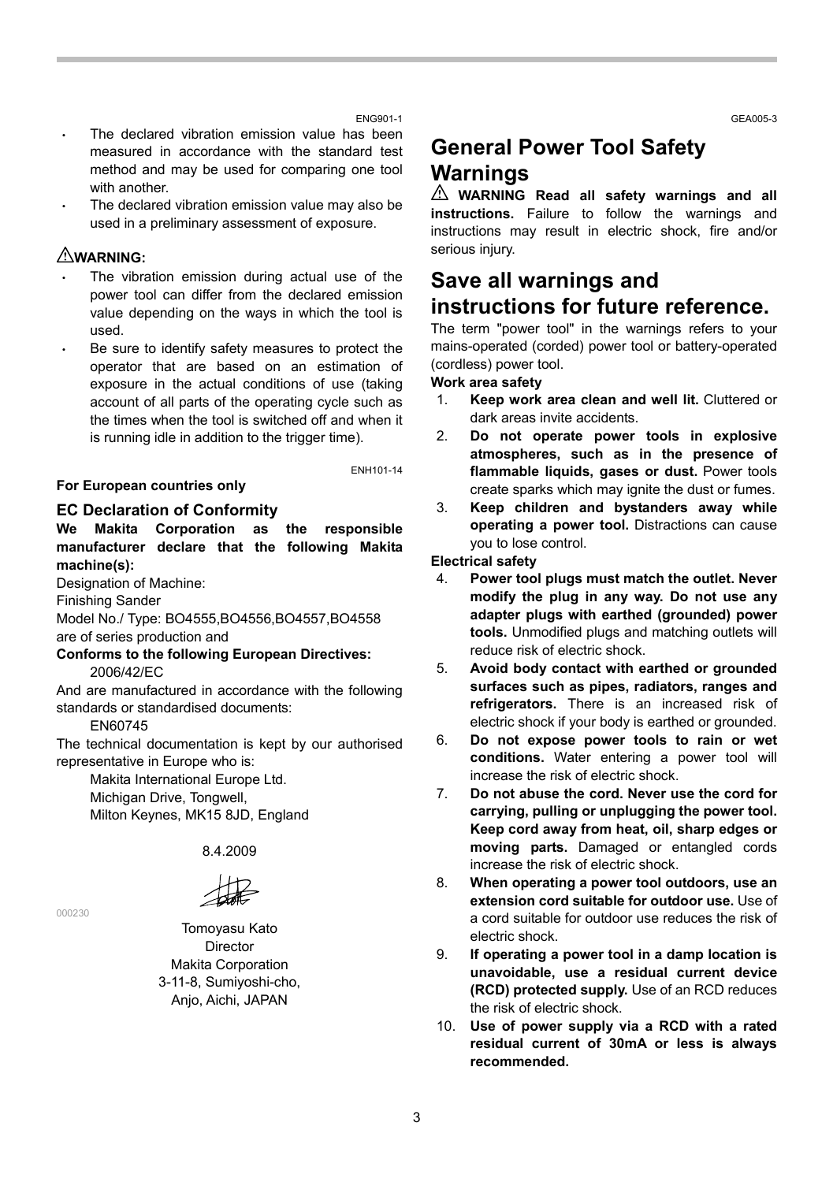ENG901-1

- The declared vibration emission value has been measured in accordance with the standard test method and may be used for comparing one tool with another.
- The declared vibration emission value may also be used in a preliminary assessment of exposure.

**⚠WARNING:**

- The vibration emission during actual use of the power tool can differ from the declared emission value depending on the ways in which the tool is used.
- Be sure to identify safety measures to protect the operator that are based on an estimation of exposure in the actual conditions of use (taking account of all parts of the operating cycle such as the times when the tool is switched off and when it is running idle in addition to the trigger time).

ENH101-14

**For European countries only**

### EC Declaration of Conformity

**We Makita Corporation as the responsible manufacturer declare that the following Makita machine(s):**

Designation of Machine:

Finishing Sander

Model No./ Type: BO4555,BO4556,BO4557,BO4558

are of series production and

**Conforms to the following European Directives:**

2006/42/EC

And are manufactured in accordance with the following standards or standardised documents:

EN60745

The technical documentation is kept by our authorised representative in Europe who is:

Makita International Europe Ltd.
Michigan Drive, Tongwell,
Milton Keynes, MK15 8JD, England

8.4.2009

000230

Tomoyasu Kato
Director
Makita Corporation
3-11-8, Sumiyoshi-cho,
Anjo, Aichi, JAPAN

GEA005-3

## General Power Tool Safety Warnings

⚠ **WARNING Read all safety warnings and all instructions.** Failure to follow the warnings and instructions may result in electric shock, fire and/or serious injury.

## Save all warnings and instructions for future reference.

The term "power tool" in the warnings refers to your mains-operated (corded) power tool or battery-operated (cordless) power tool.

**Work area safety**

1. **Keep work area clean and well lit.** Cluttered or dark areas invite accidents.
2. **Do not operate power tools in explosive atmospheres, such as in the presence of flammable liquids, gases or dust.** Power tools create sparks which may ignite the dust or fumes.
3. **Keep children and bystanders away while operating a power tool.** Distractions can cause you to lose control.

**Electrical safety**

4. **Power tool plugs must match the outlet. Never modify the plug in any way. Do not use any adapter plugs with earthed (grounded) power tools.** Unmodified plugs and matching outlets will reduce risk of electric shock.
5. **Avoid body contact with earthed or grounded surfaces such as pipes, radiators, ranges and refrigerators.** There is an increased risk of electric shock if your body is earthed or grounded.
6. **Do not expose power tools to rain or wet conditions.** Water entering a power tool will increase the risk of electric shock.
7. **Do not abuse the cord. Never use the cord for carrying, pulling or unplugging the power tool. Keep cord away from heat, oil, sharp edges or moving parts.** Damaged or entangled cords increase the risk of electric shock.
8. **When operating a power tool outdoors, use an extension cord suitable for outdoor use.** Use of a cord suitable for outdoor use reduces the risk of electric shock.
9. **If operating a power tool in a damp location is unavoidable, use a residual current device (RCD) protected supply.** Use of an RCD reduces the risk of electric shock.
10. **Use of power supply via a RCD with a rated residual current of 30mA or less is always recommended.**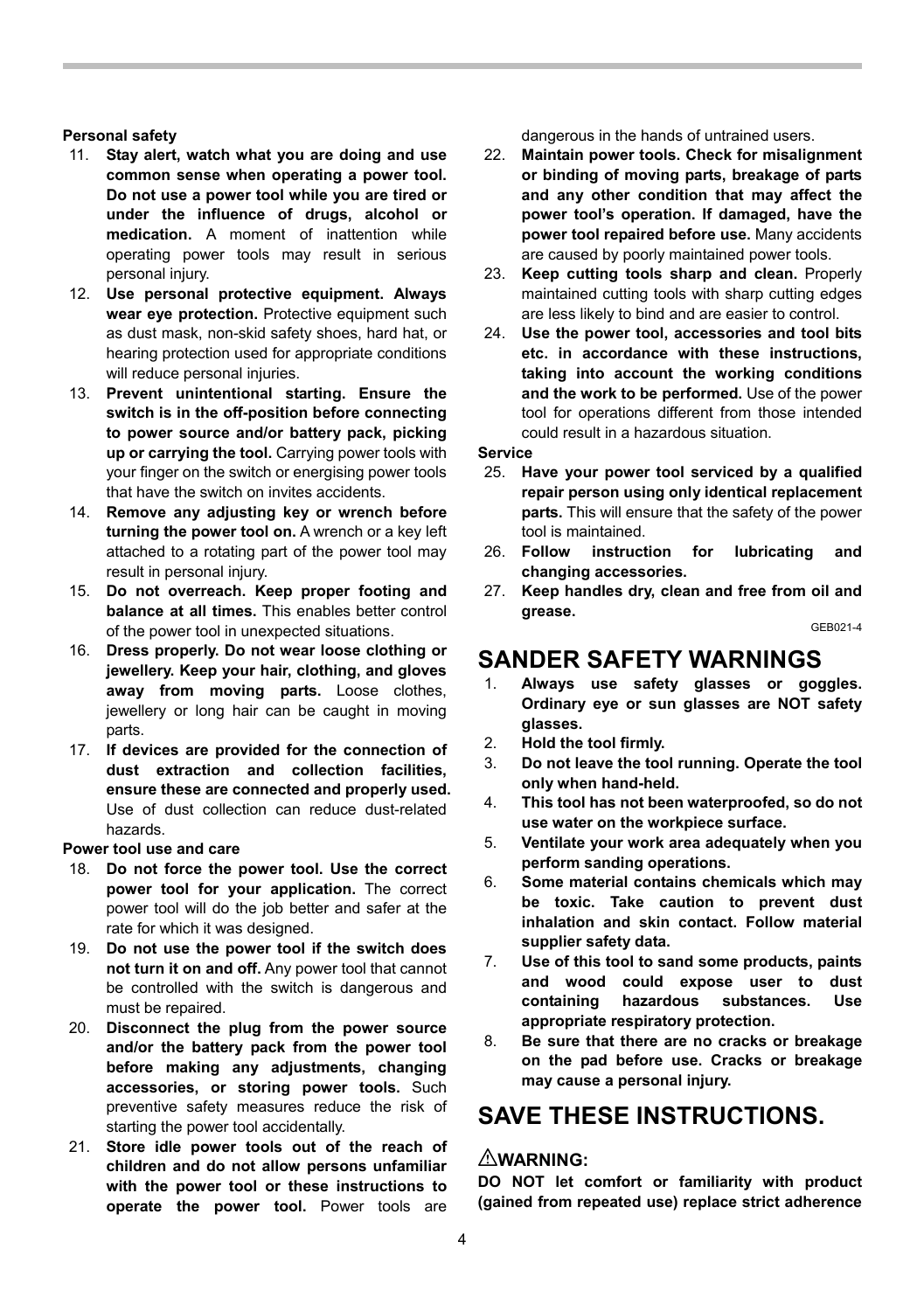**Personal safety**

11. **Stay alert, watch what you are doing and use common sense when operating a power tool. Do not use a power tool while you are tired or under the influence of drugs, alcohol or medication.** A moment of inattention while operating power tools may result in serious personal injury.
12. **Use personal protective equipment. Always wear eye protection.** Protective equipment such as dust mask, non-skid safety shoes, hard hat, or hearing protection used for appropriate conditions will reduce personal injuries.
13. **Prevent unintentional starting. Ensure the switch is in the off-position before connecting to power source and/or battery pack, picking up or carrying the tool.** Carrying power tools with your finger on the switch or energising power tools that have the switch on invites accidents.
14. **Remove any adjusting key or wrench before turning the power tool on.** A wrench or a key left attached to a rotating part of the power tool may result in personal injury.
15. **Do not overreach. Keep proper footing and balance at all times.** This enables better control of the power tool in unexpected situations.
16. **Dress properly. Do not wear loose clothing or jewellery. Keep your hair, clothing, and gloves away from moving parts.** Loose clothes, jewellery or long hair can be caught in moving parts.
17. **If devices are provided for the connection of dust extraction and collection facilities, ensure these are connected and properly used.** Use of dust collection can reduce dust-related hazards.

**Power tool use and care**

18. **Do not force the power tool. Use the correct power tool for your application.** The correct power tool will do the job better and safer at the rate for which it was designed.
19. **Do not use the power tool if the switch does not turn it on and off.** Any power tool that cannot be controlled with the switch is dangerous and must be repaired.
20. **Disconnect the plug from the power source and/or the battery pack from the power tool before making any adjustments, changing accessories, or storing power tools.** Such preventive safety measures reduce the risk of starting the power tool accidentally.
21. **Store idle power tools out of the reach of children and do not allow persons unfamiliar with the power tool or these instructions to operate the power tool.** Power tools are dangerous in the hands of untrained users.
22. **Maintain power tools. Check for misalignment or binding of moving parts, breakage of parts and any other condition that may affect the power tool's operation. If damaged, have the power tool repaired before use.** Many accidents are caused by poorly maintained power tools.
23. **Keep cutting tools sharp and clean.** Properly maintained cutting tools with sharp cutting edges are less likely to bind and are easier to control.
24. **Use the power tool, accessories and tool bits etc. in accordance with these instructions, taking into account the working conditions and the work to be performed.** Use of the power tool for operations different from those intended could result in a hazardous situation.

**Service**

25. **Have your power tool serviced by a qualified repair person using only identical replacement parts.** This will ensure that the safety of the power tool is maintained.
26. **Follow instruction for lubricating and changing accessories.**
27. **Keep handles dry, clean and free from oil and grease.**

GEB021-4

# SANDER SAFETY WARNINGS

1. **Always use safety glasses or goggles. Ordinary eye or sun glasses are NOT safety glasses.**
2. **Hold the tool firmly.**
3. **Do not leave the tool running. Operate the tool only when hand-held.**
4. **This tool has not been waterproofed, so do not use water on the workpiece surface.**
5. **Ventilate your work area adequately when you perform sanding operations.**
6. **Some material contains chemicals which may be toxic. Take caution to prevent dust inhalation and skin contact. Follow material supplier safety data.**
7. **Use of this tool to sand some products, paints and wood could expose user to dust containing hazardous substances. Use appropriate respiratory protection.**
8. **Be sure that there are no cracks or breakage on the pad before use. Cracks or breakage may cause a personal injury.**

# SAVE THESE INSTRUCTIONS.

### ⚠WARNING:

**DO NOT let comfort or familiarity with product (gained from repeated use) replace strict adherence**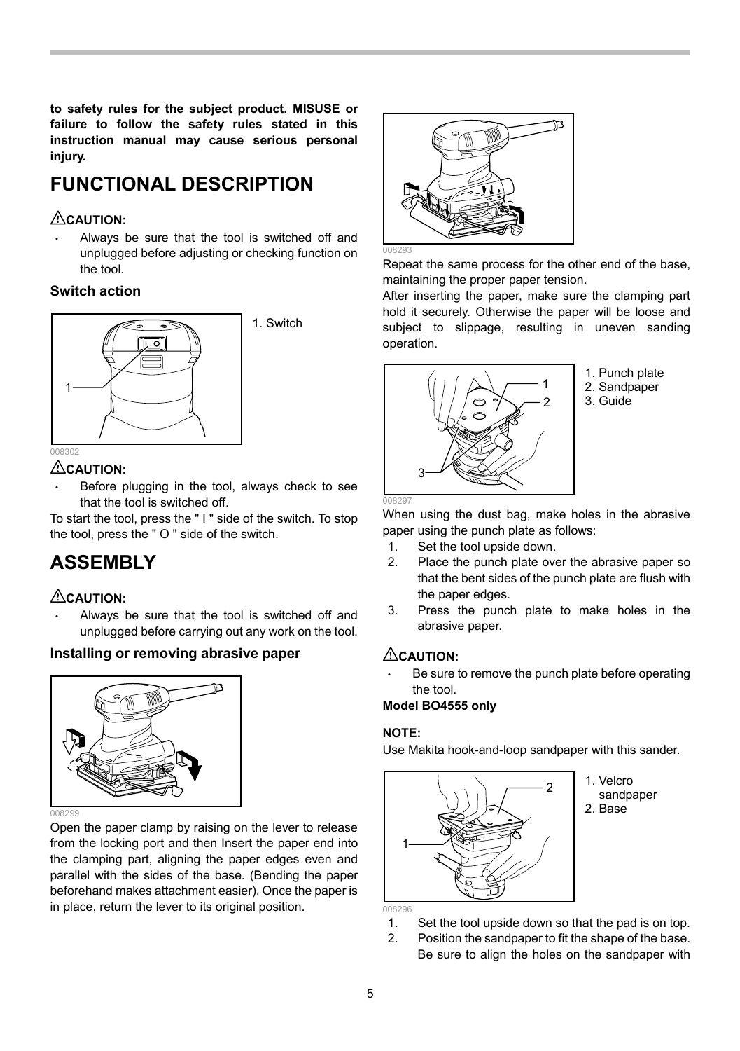**to safety rules for the subject product. MISUSE or failure to follow the safety rules stated in this instruction manual may cause serious personal injury.**

# FUNCTIONAL DESCRIPTION

**⚠CAUTION:**

- Always be sure that the tool is switched off and unplugged before adjusting or checking function on the tool.

### Switch action

1. Switch

008302

**⚠CAUTION:**

- Before plugging in the tool, always check to see that the tool is switched off.

To start the tool, press the " I " side of the switch. To stop the tool, press the " O " side of the switch.

# ASSEMBLY

**⚠CAUTION:**

- Always be sure that the tool is switched off and unplugged before carrying out any work on the tool.

### Installing or removing abrasive paper

008299

Open the paper clamp by raising on the lever to release from the locking port and then Insert the paper end into the clamping part, aligning the paper edges even and parallel with the sides of the base. (Bending the paper beforehand makes attachment easier). Once the paper is in place, return the lever to its original position.

008293

Repeat the same process for the other end of the base, maintaining the proper paper tension.

After inserting the paper, make sure the clamping part hold it securely. Otherwise the paper will be loose and subject to slippage, resulting in uneven sanding operation.

1. Punch plate
2. Sandpaper
3. Guide

008297

When using the dust bag, make holes in the abrasive paper using the punch plate as follows:

1. Set the tool upside down.
2. Place the punch plate over the abrasive paper so that the bent sides of the punch plate are flush with the paper edges.
3. Press the punch plate to make holes in the abrasive paper.

**⚠CAUTION:**

- Be sure to remove the punch plate before operating the tool.

**Model BO4555 only**

**NOTE:**

Use Makita hook-and-loop sandpaper with this sander.

1. Velcro sandpaper
2. Base

008296

1. Set the tool upside down so that the pad is on top.
2. Position the sandpaper to fit the shape of the base. Be sure to align the holes on the sandpaper with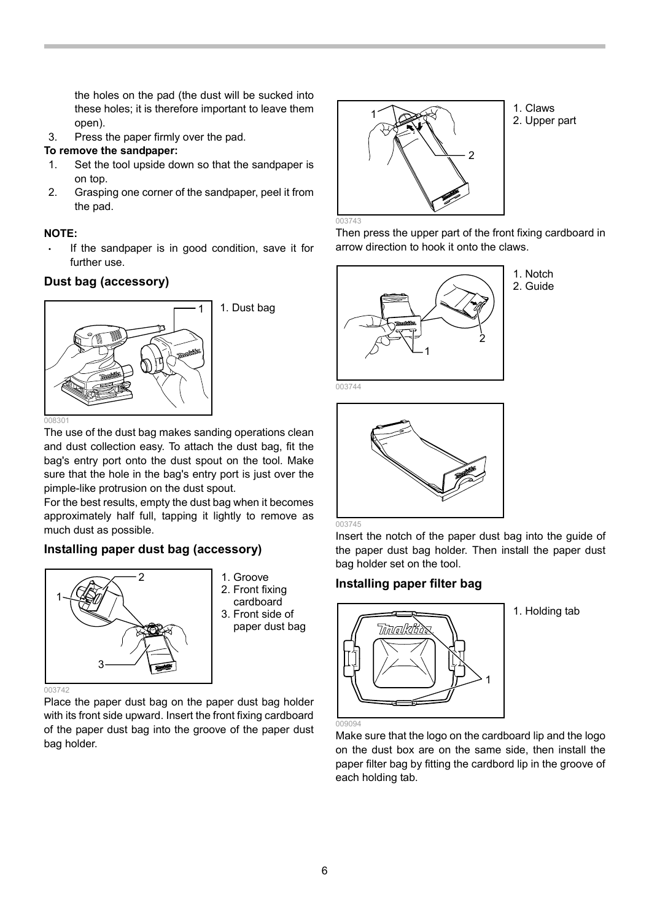the holes on the pad (the dust will be sucked into these holes; it is therefore important to leave them open).

3. Press the paper firmly over the pad.

**To remove the sandpaper:**

1. Set the tool upside down so that the sandpaper is on top.
2. Grasping one corner of the sandpaper, peel it from the pad.

**NOTE:**

- If the sandpaper is in good condition, save it for further use.

### Dust bag (accessory)

1. Dust bag

008301

The use of the dust bag makes sanding operations clean and dust collection easy. To attach the dust bag, fit the bag's entry port onto the dust spout on the tool. Make sure that the hole in the bag's entry port is just over the pimple-like protrusion on the dust spout.

For the best results, empty the dust bag when it becomes approximately half full, tapping it lightly to remove as much dust as possible.

### Installing paper dust bag (accessory)

1. Groove
2. Front fixing cardboard
3. Front side of paper dust bag

003742

Place the paper dust bag on the paper dust bag holder with its front side upward. Insert the front fixing cardboard of the paper dust bag into the groove of the paper dust bag holder.

1. Claws
2. Upper part

003743

Then press the upper part of the front fixing cardboard in arrow direction to hook it onto the claws.

1. Notch
2. Guide

003744

003745

Insert the notch of the paper dust bag into the guide of the paper dust bag holder. Then install the paper dust bag holder set on the tool.

### Installing paper filter bag

1. Holding tab

009094

Make sure that the logo on the cardboard lip and the logo on the dust box are on the same side, then install the paper filter bag by fitting the cardbord lip in the groove of each holding tab.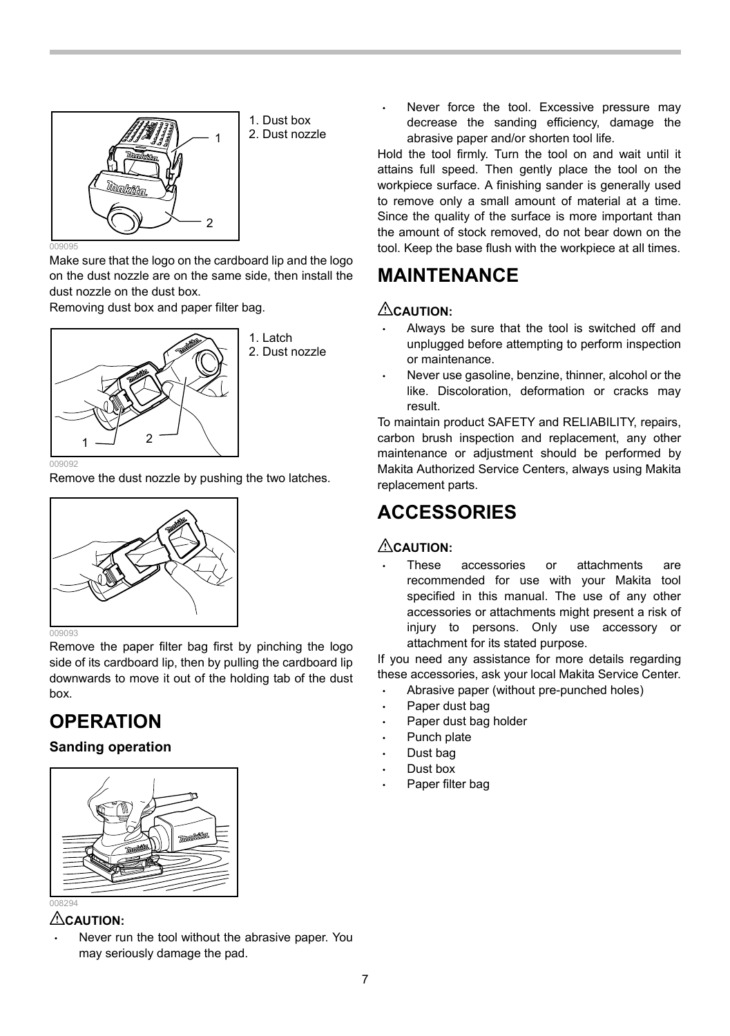1. Dust box
2. Dust nozzle

009095

Make sure that the logo on the cardboard lip and the logo on the dust nozzle are on the same side, then install the dust nozzle on the dust box.

Removing dust box and paper filter bag.

1. Latch
2. Dust nozzle

009092

Remove the dust nozzle by pushing the two latches.

009093

Remove the paper filter bag first by pinching the logo side of its cardboard lip, then by pulling the cardboard lip downwards to move it out of the holding tab of the dust box.

# OPERATION

### Sanding operation

008294

**CAUTION:**

- Never run the tool without the abrasive paper. You may seriously damage the pad.
- Never force the tool. Excessive pressure may decrease the sanding efficiency, damage the abrasive paper and/or shorten tool life.

Hold the tool firmly. Turn the tool on and wait until it attains full speed. Then gently place the tool on the workpiece surface. A finishing sander is generally used to remove only a small amount of material at a time. Since the quality of the surface is more important than the amount of stock removed, do not bear down on the tool. Keep the base flush with the workpiece at all times.

# MAINTENANCE

**CAUTION:**

- Always be sure that the tool is switched off and unplugged before attempting to perform inspection or maintenance.
- Never use gasoline, benzine, thinner, alcohol or the like. Discoloration, deformation or cracks may result.

To maintain product SAFETY and RELIABILITY, repairs, carbon brush inspection and replacement, any other maintenance or adjustment should be performed by Makita Authorized Service Centers, always using Makita replacement parts.

# ACCESSORIES

**CAUTION:**

- These accessories or attachments are recommended for use with your Makita tool specified in this manual. The use of any other accessories or attachments might present a risk of injury to persons. Only use accessory or attachment for its stated purpose.

If you need any assistance for more details regarding these accessories, ask your local Makita Service Center.

- Abrasive paper (without pre-punched holes)
- Paper dust bag
- Paper dust bag holder
- Punch plate
- Dust bag
- Dust box
- Paper filter bag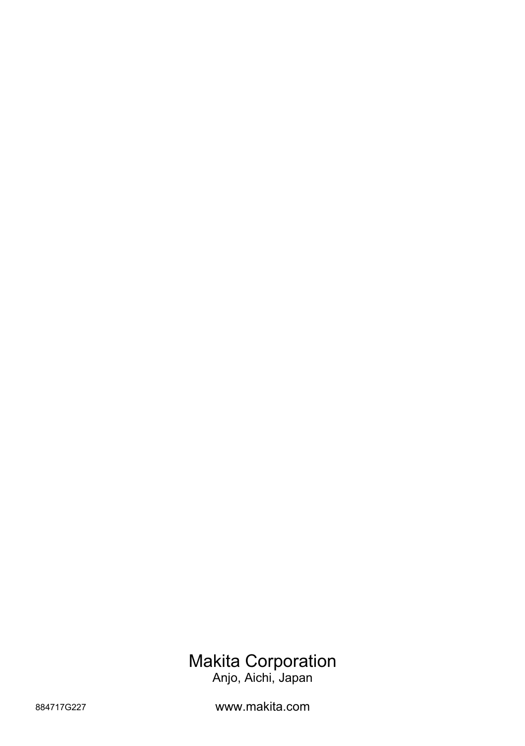Makita Corporation

Anjo, Aichi, Japan

884717G227

www.makita.com